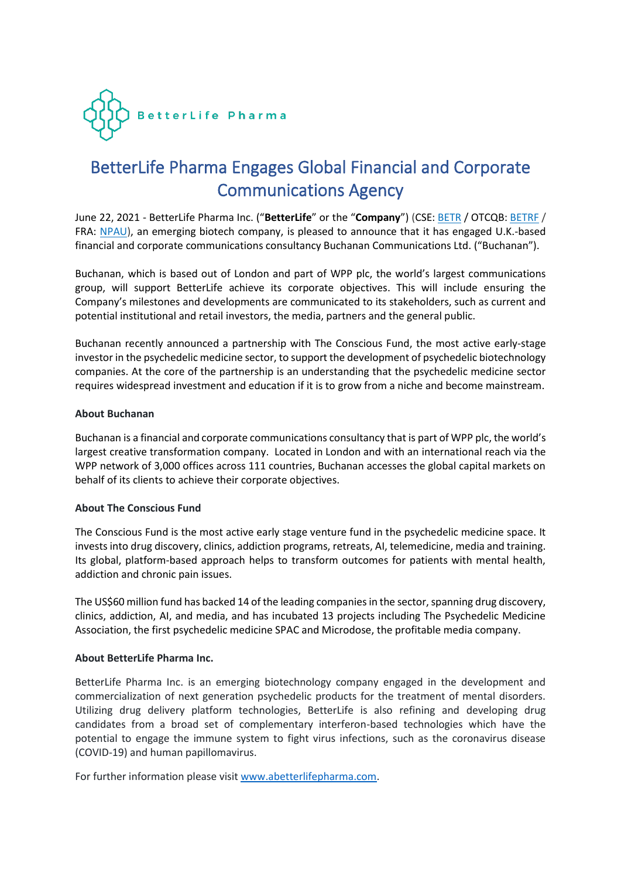BetterLife Pharma

# BetterLife Pharma Engages Global Financial and Corporate Communications Agency

June 22, 2021 - BetterLife Pharma Inc. ("**BetterLife**" or the "**Company**") (CSE: BETR / OTCQB: BETRF / FRA: NPAU), an emerging biotech company, is pleased to announce that it has engaged U.K.-based financial and corporate communications consultancy Buchanan Communications Ltd. ("Buchanan").

Buchanan, which is based out of London and part of WPP plc, the world's largest communications group, will support BetterLife achieve its corporate objectives. This will include ensuring the Company's milestones and developments are communicated to its stakeholders, such as current and potential institutional and retail investors, the media, partners and the general public.

Buchanan recently announced a partnership with The Conscious Fund, the most active early-stage investor in the psychedelic medicine sector, to support the development of psychedelic biotechnology companies. At the core of the partnership is an understanding that the psychedelic medicine sector requires widespread investment and education if it is to grow from a niche and become mainstream.

**About Buchanan**

Buchanan is a financial and corporate communications consultancy that is part of WPP plc, the world's largest creative transformation company. Located in London and with an international reach via the WPP network of 3,000 offices across 111 countries, Buchanan accesses the global capital markets on behalf of its clients to achieve their corporate objectives.

**About The Conscious Fund**

The Conscious Fund is the most active early stage venture fund in the psychedelic medicine space. It invests into drug discovery, clinics, addiction programs, retreats, AI, telemedicine, media and training. Its global, platform-based approach helps to transform outcomes for patients with mental health, addiction and chronic pain issues.

The US$60 million fund has backed 14 of the leading companies in the sector, spanning drug discovery, clinics, addiction, AI, and media, and has incubated 13 projects including The Psychedelic Medicine Association, the first psychedelic medicine SPAC and Microdose, the profitable media company.

**About BetterLife Pharma Inc.**

BetterLife Pharma Inc. is an emerging biotechnology company engaged in the development and commercialization of next generation psychedelic products for the treatment of mental disorders. Utilizing drug delivery platform technologies, BetterLife is also refining and developing drug candidates from a broad set of complementary interferon-based technologies which have the potential to engage the immune system to fight virus infections, such as the coronavirus disease (COVID-19) and human papillomavirus.

For further information please visit www.abetterlifepharma.com.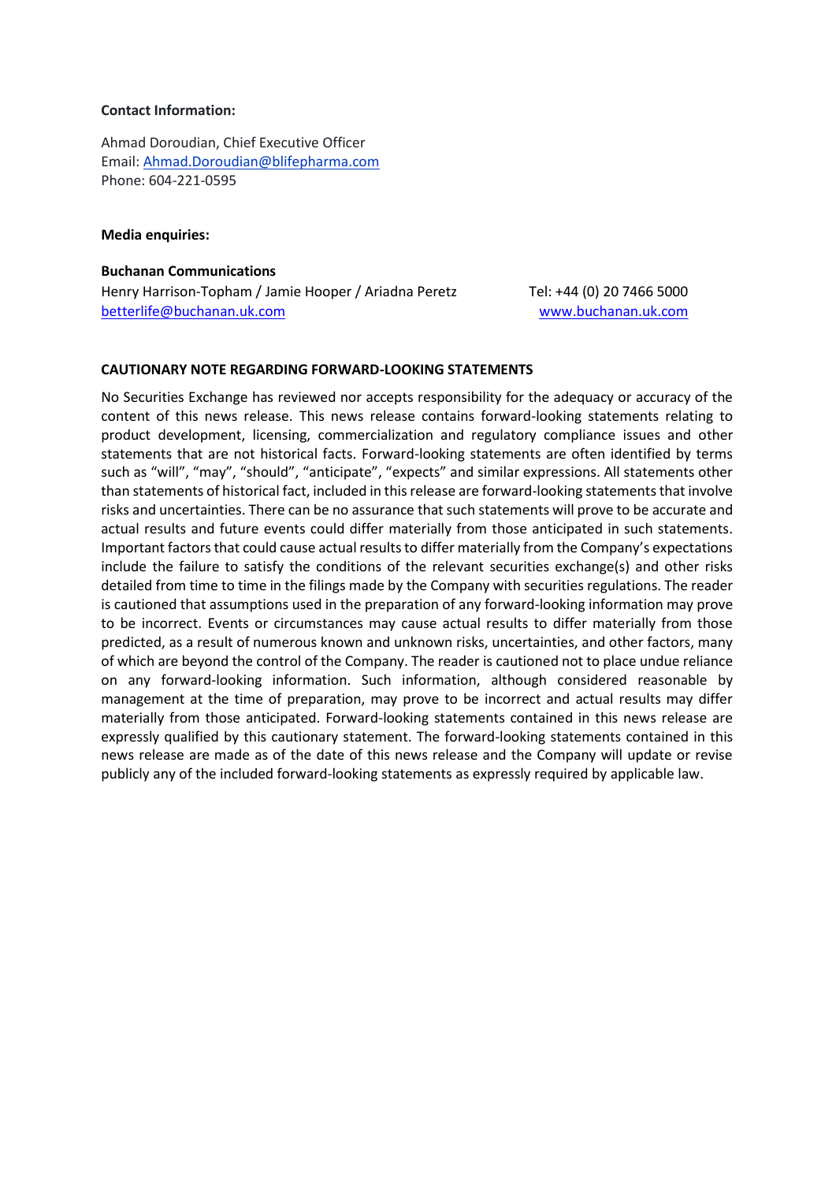**Contact Information:**

Ahmad Doroudian, Chief Executive Officer
Email: Ahmad.Doroudian@blifepharma.com
Phone: 604-221-0595

**Media enquiries:**

**Buchanan Communications**
Henry Harrison-Topham / Jamie Hooper / Ariadna Peretz
betterlife@buchanan.uk.com

Tel: +44 (0) 20 7466 5000
www.buchanan.uk.com

**CAUTIONARY NOTE REGARDING FORWARD-LOOKING STATEMENTS**

No Securities Exchange has reviewed nor accepts responsibility for the adequacy or accuracy of the content of this news release. This news release contains forward-looking statements relating to product development, licensing, commercialization and regulatory compliance issues and other statements that are not historical facts. Forward-looking statements are often identified by terms such as "will", "may", "should", "anticipate", "expects" and similar expressions. All statements other than statements of historical fact, included in this release are forward-looking statements that involve risks and uncertainties. There can be no assurance that such statements will prove to be accurate and actual results and future events could differ materially from those anticipated in such statements. Important factors that could cause actual results to differ materially from the Company's expectations include the failure to satisfy the conditions of the relevant securities exchange(s) and other risks detailed from time to time in the filings made by the Company with securities regulations. The reader is cautioned that assumptions used in the preparation of any forward-looking information may prove to be incorrect. Events or circumstances may cause actual results to differ materially from those predicted, as a result of numerous known and unknown risks, uncertainties, and other factors, many of which are beyond the control of the Company. The reader is cautioned not to place undue reliance on any forward-looking information. Such information, although considered reasonable by management at the time of preparation, may prove to be incorrect and actual results may differ materially from those anticipated. Forward-looking statements contained in this news release are expressly qualified by this cautionary statement. The forward-looking statements contained in this news release are made as of the date of this news release and the Company will update or revise publicly any of the included forward-looking statements as expressly required by applicable law.